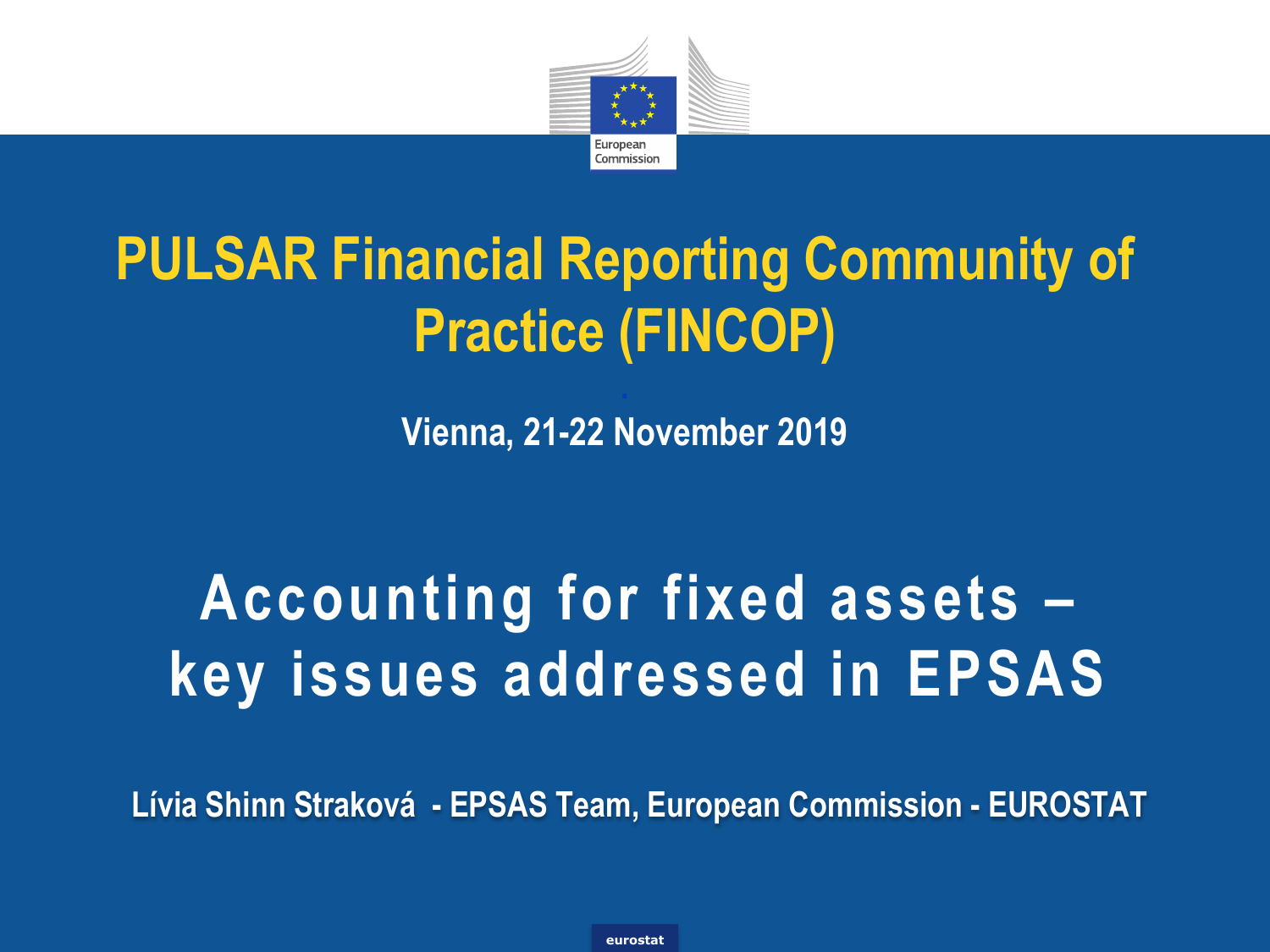# PULSAR Financial Reporting Community of Practice (FINCOP)

**Vienna, 21-22 November 2019**

# Accounting for fixed assets – key issues addressed in EPSAS

**Lívia Shinn Straková - EPSAS Team, European Commission - EUROSTAT**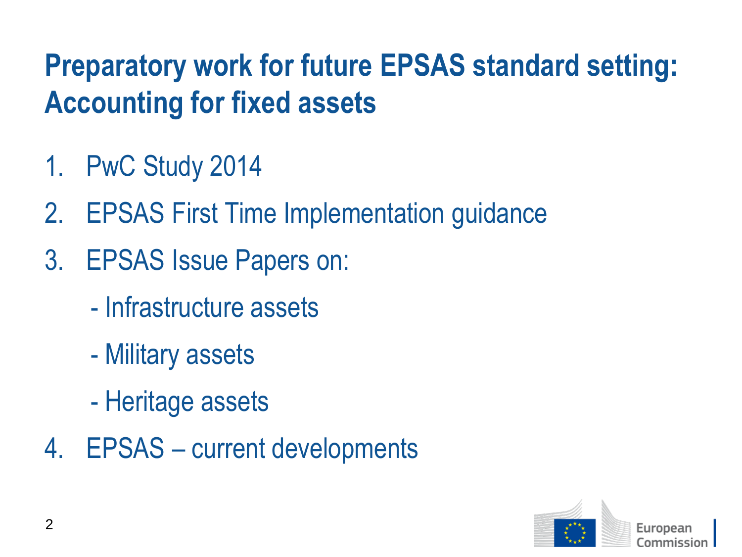# Preparatory work for future EPSAS standard setting: Accounting for fixed assets

1. PwC Study 2014
2. EPSAS First Time Implementation guidance
3. EPSAS Issue Papers on:
   - Infrastructure assets
   - Military assets
   - Heritage assets
4. EPSAS – current developments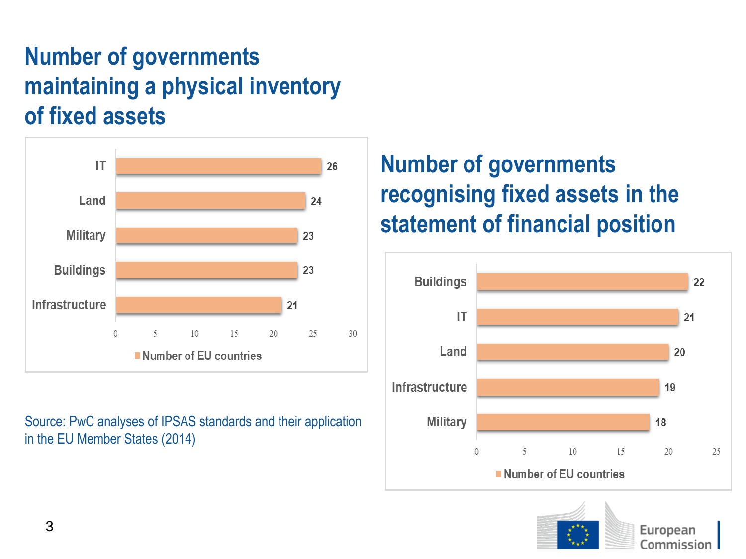## Number of governments maintaining a physical inventory of fixed assets

| Category | Number of EU countries |
|---|---|
| IT | 26 |
| Land | 24 |
| Military | 23 |
| Buildings | 23 |
| Infrastructure | 21 |

## Number of governments recognising fixed assets in the statement of financial position

| Category | Number of EU countries |
|---|---|
| Buildings | 22 |
| IT | 21 |
| Land | 20 |
| Infrastructure | 19 |
| Military | 18 |

Source: PwC analyses of IPSAS standards and their application in the EU Member States (2014)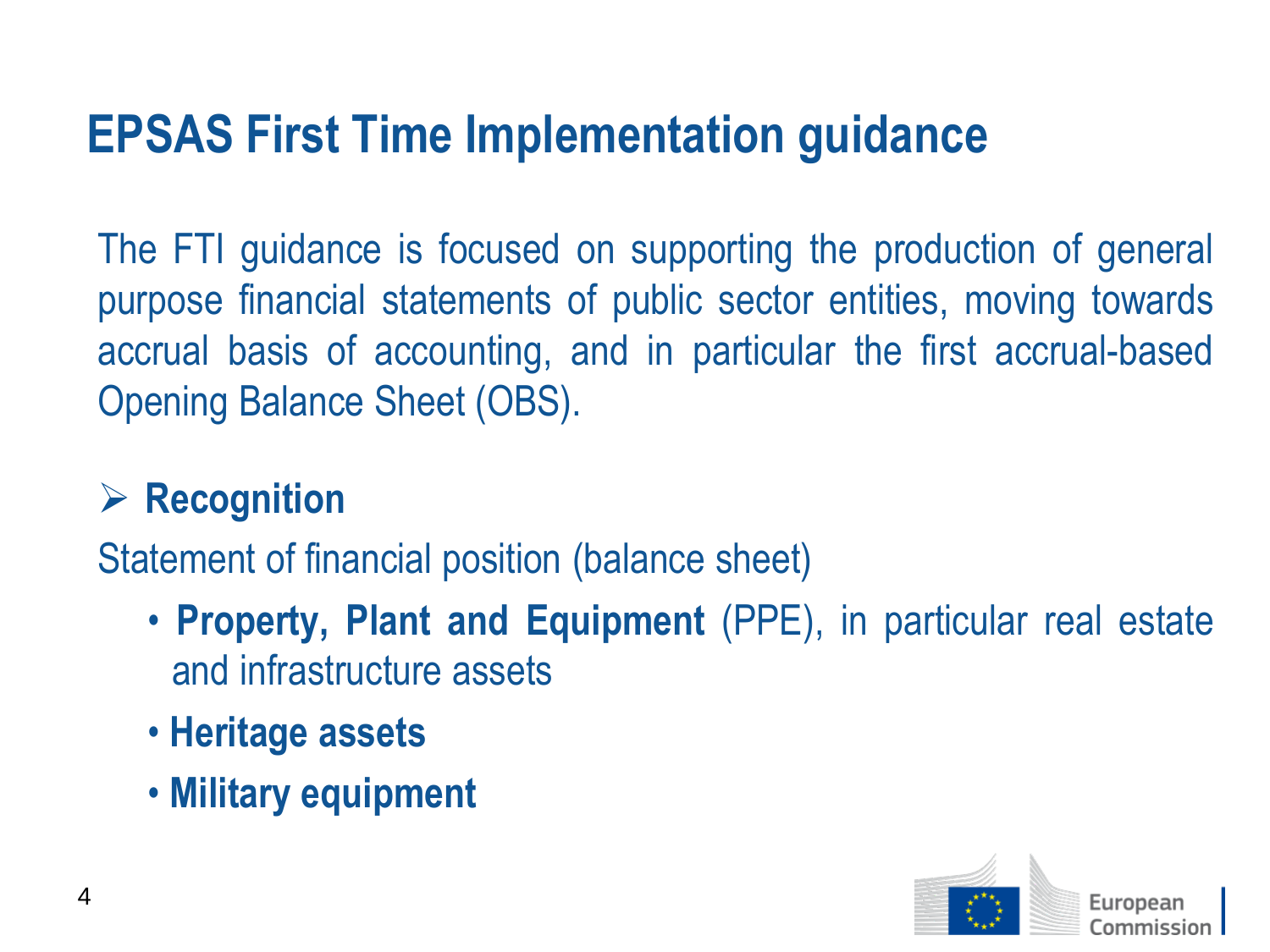# EPSAS First Time Implementation guidance

The FTI guidance is focused on supporting the production of general purpose financial statements of public sector entities, moving towards accrual basis of accounting, and in particular the first accrual-based Opening Balance Sheet (OBS).

- **Recognition**

Statement of financial position (balance sheet)

- **Property, Plant and Equipment** (PPE), in particular real estate and infrastructure assets
- **Heritage assets**
- **Military equipment**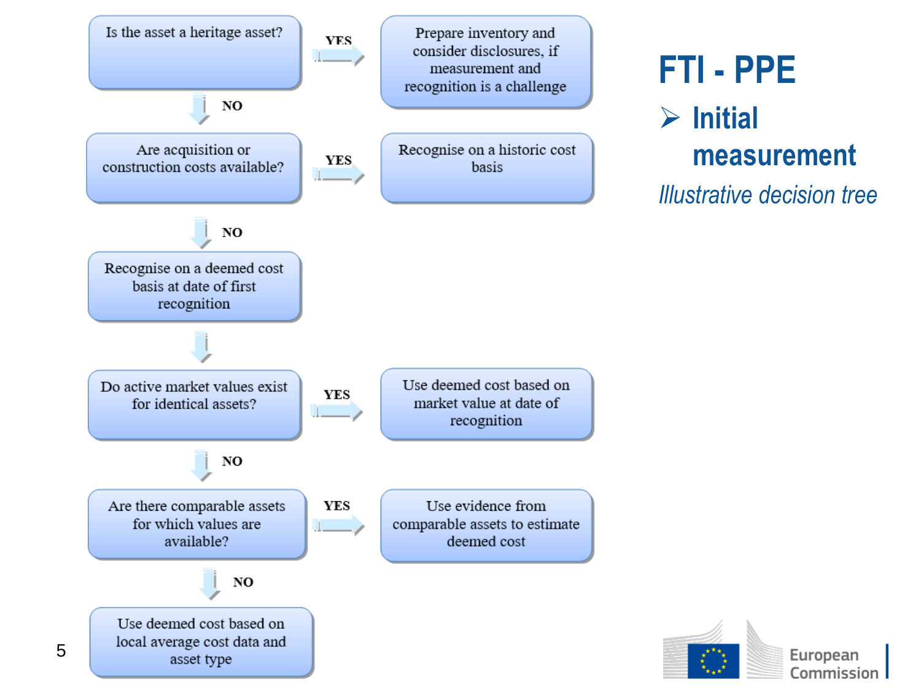# FTI - PPE

## Initial measurement

*Illustrative decision tree*

- **Is the asset a heritage asset?**
  - YES → Prepare inventory and consider disclosures, if measurement and recognition is a challenge
  - NO ↓
- **Are acquisition or construction costs available?**
  - YES → Recognise on a historic cost basis
  - NO ↓
- **Recognise on a deemed cost basis at date of first recognition**
  - ↓
- **Do active market values exist for identical assets?**
  - YES → Use deemed cost based on market value at date of recognition
  - NO ↓
- **Are there comparable assets for which values are available?**
  - YES → Use evidence from comparable assets to estimate deemed cost
  - NO ↓
- **Use deemed cost based on local average cost data and asset type**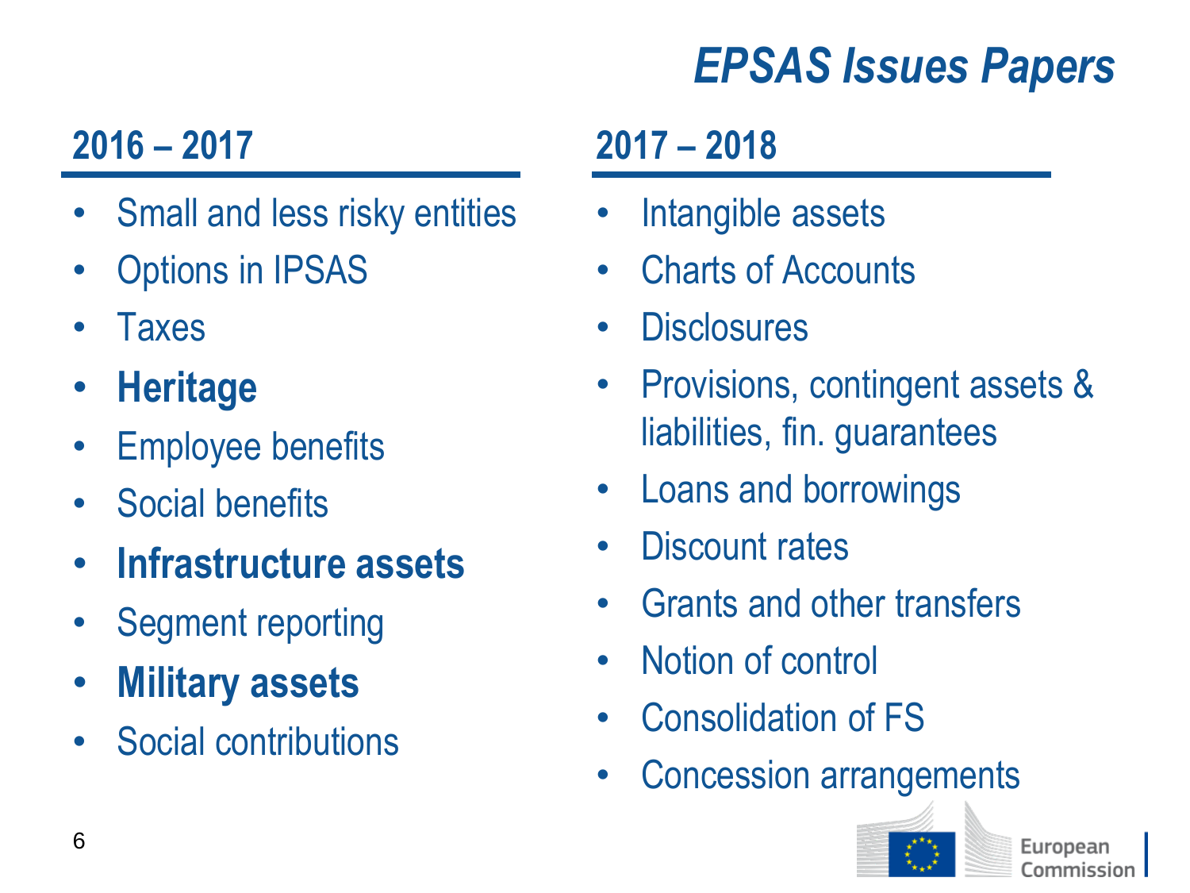# *EPSAS Issues Papers*

## 2016 – 2017

- Small and less risky entities
- Options in IPSAS
- Taxes
- **Heritage**
- Employee benefits
- Social benefits
- **Infrastructure assets**
- Segment reporting
- **Military assets**
- Social contributions

## 2017 – 2018

- Intangible assets
- Charts of Accounts
- Disclosures
- Provisions, contingent assets & liabilities, fin. guarantees
- Loans and borrowings
- Discount rates
- Grants and other transfers
- Notion of control
- Consolidation of FS
- Concession arrangements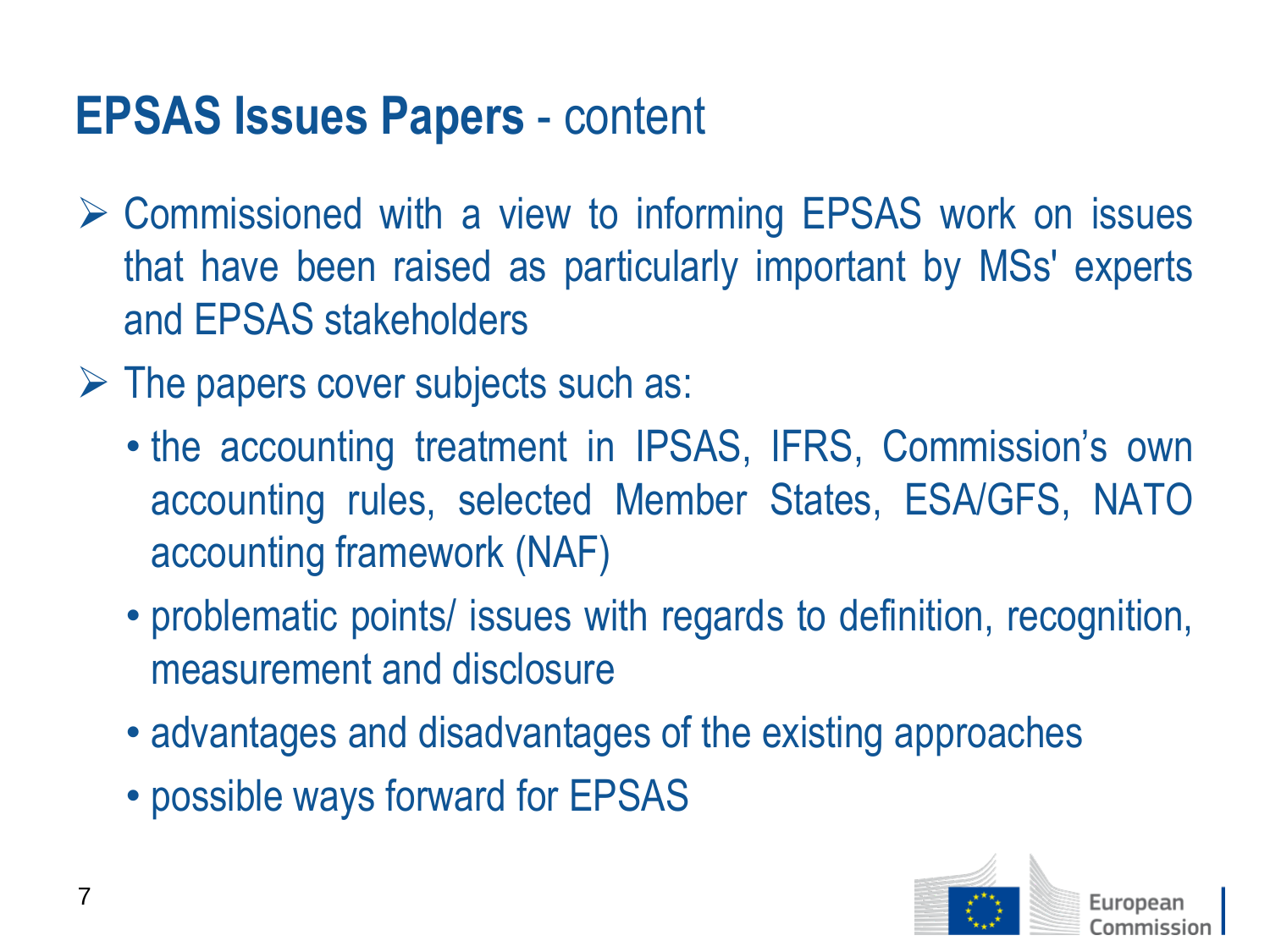# **EPSAS Issues Papers** - content

- Commissioned with a view to informing EPSAS work on issues that have been raised as particularly important by MSs' experts and EPSAS stakeholders
- The papers cover subjects such as:
  - the accounting treatment in IPSAS, IFRS, Commission's own accounting rules, selected Member States, ESA/GFS, NATO accounting framework (NAF)
  - problematic points/ issues with regards to definition, recognition, measurement and disclosure
  - advantages and disadvantages of the existing approaches
  - possible ways forward for EPSAS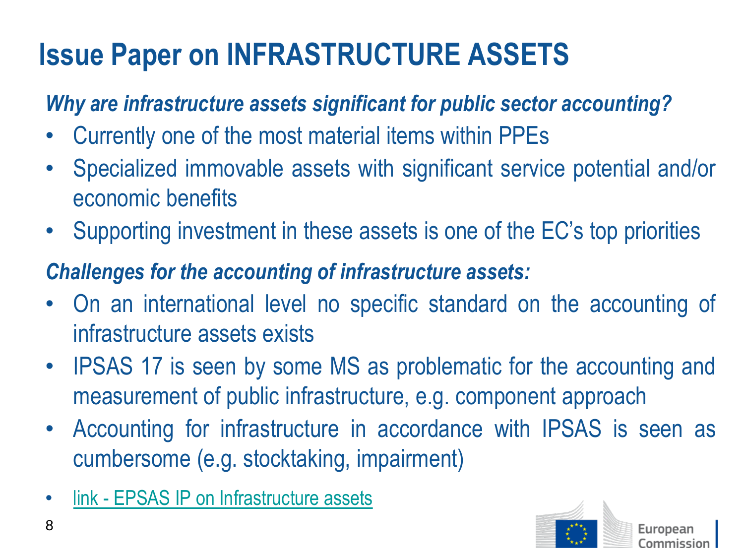# Issue Paper on INFRASTRUCTURE ASSETS

***Why are infrastructure assets significant for public sector accounting?***

- Currently one of the most material items within PPEs
- Specialized immovable assets with significant service potential and/or economic benefits
- Supporting investment in these assets is one of the EC's top priorities

***Challenges for the accounting of infrastructure assets:***

- On an international level no specific standard on the accounting of infrastructure assets exists
- IPSAS 17 is seen by some MS as problematic for the accounting and measurement of public infrastructure, e.g. component approach
- Accounting for infrastructure in accordance with IPSAS is seen as cumbersome (e.g. stocktaking, impairment)
- link - EPSAS IP on Infrastructure assets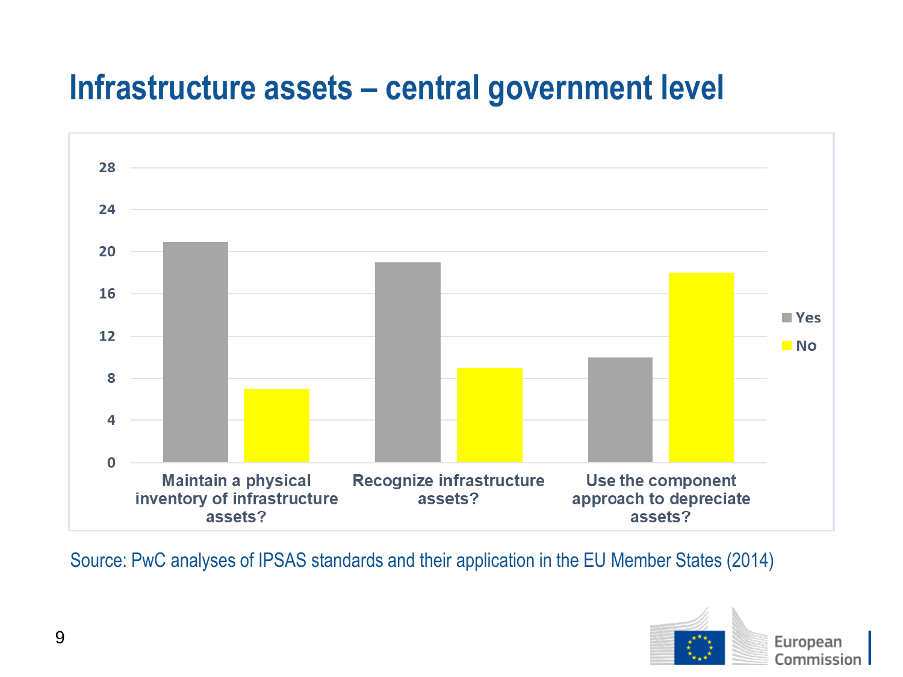# Infrastructure assets – central government level

| | Yes | No |
|---|---|---|
| Maintain a physical inventory of infrastructure assets? | 21 | 7 |
| Recognize infrastructure assets? | 19 | 9 |
| Use the component approach to depreciate assets? | 10 | 18 |

Source: PwC analyses of IPSAS standards and their application in the EU Member States (2014)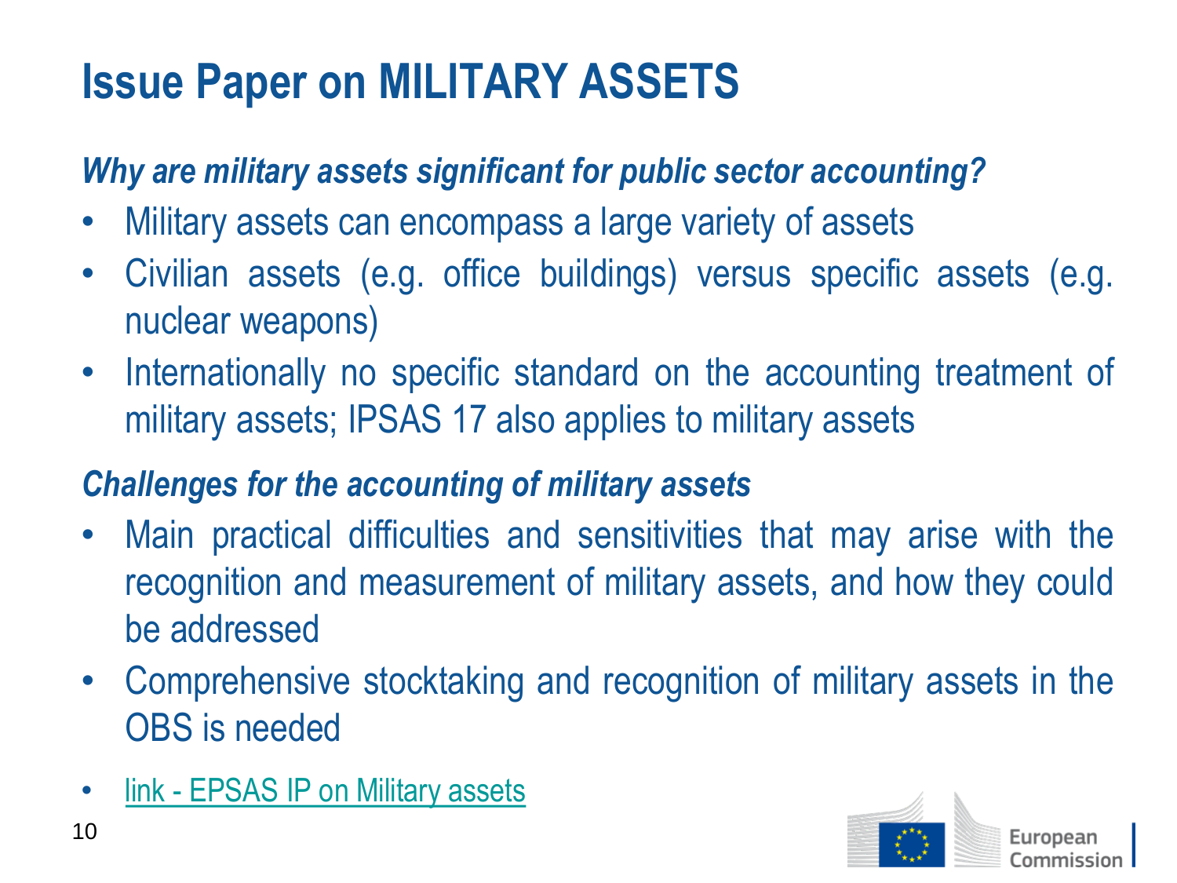# Issue Paper on MILITARY ASSETS

***Why are military assets significant for public sector accounting?***

- Military assets can encompass a large variety of assets
- Civilian assets (e.g. office buildings) versus specific assets (e.g. nuclear weapons)
- Internationally no specific standard on the accounting treatment of military assets; IPSAS 17 also applies to military assets

***Challenges for the accounting of military assets***

- Main practical difficulties and sensitivities that may arise with the recognition and measurement of military assets, and how they could be addressed
- Comprehensive stocktaking and recognition of military assets in the OBS is needed

- link - EPSAS IP on Military assets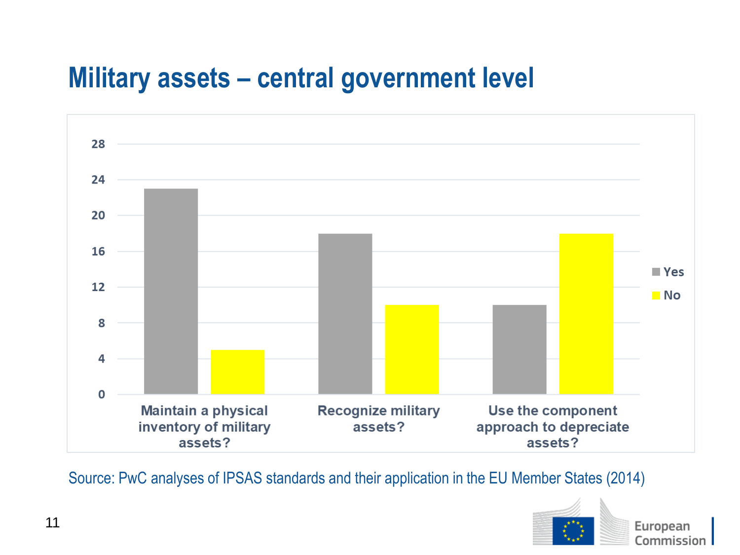# Military assets – central government level

| | Yes | No |
|---|---|---|
| Maintain a physical inventory of military assets? | 23 | 5 |
| Recognize military assets? | 18 | 10 |
| Use the component approach to depreciate assets? | 10 | 18 |

Source: PwC analyses of IPSAS standards and their application in the EU Member States (2014)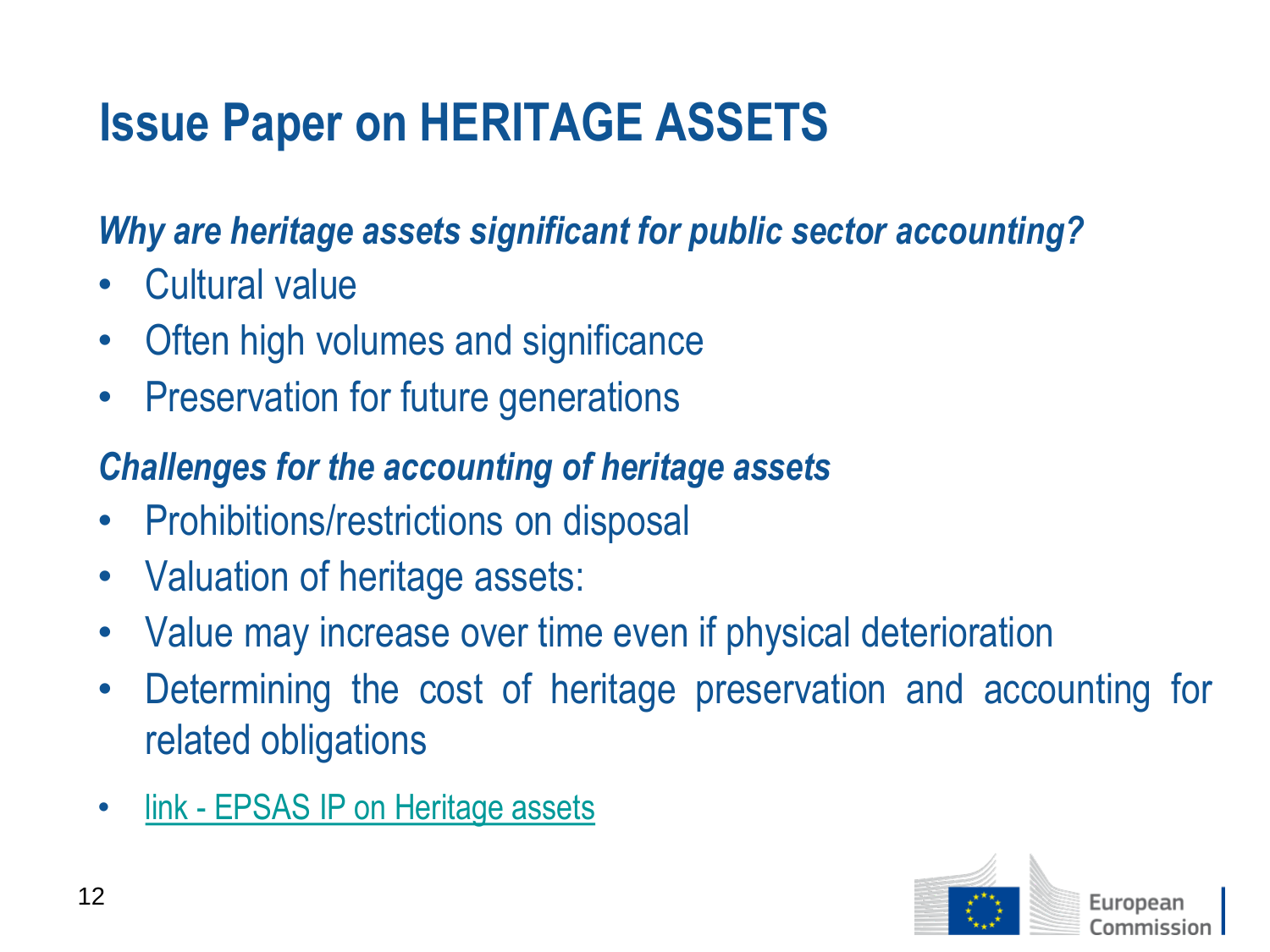# Issue Paper on HERITAGE ASSETS

***Why are heritage assets significant for public sector accounting?***

- Cultural value
- Often high volumes and significance
- Preservation for future generations

***Challenges for the accounting of heritage assets***

- Prohibitions/restrictions on disposal
- Valuation of heritage assets:
- Value may increase over time even if physical deterioration
- Determining the cost of heritage preservation and accounting for related obligations
- link - EPSAS IP on Heritage assets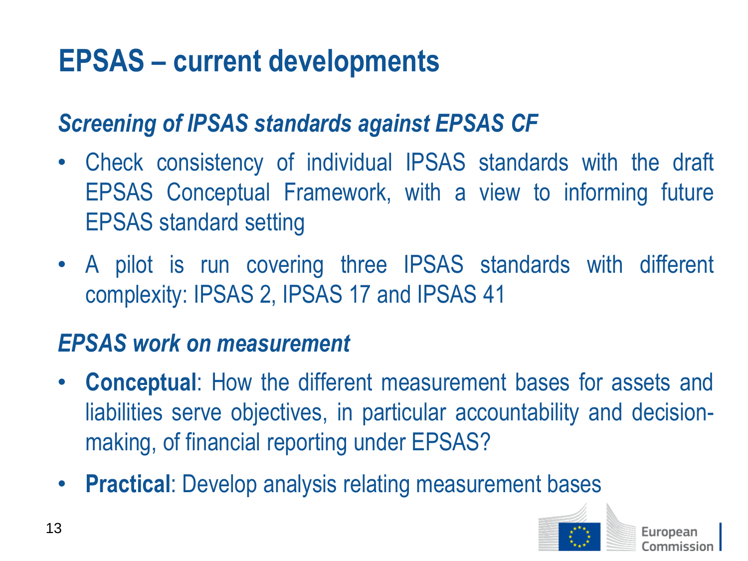# EPSAS – current developments

### *Screening of IPSAS standards against EPSAS CF*

- Check consistency of individual IPSAS standards with the draft EPSAS Conceptual Framework, with a view to informing future EPSAS standard setting
- A pilot is run covering three IPSAS standards with different complexity: IPSAS 2, IPSAS 17 and IPSAS 41

### *EPSAS work on measurement*

- **Conceptual**: How the different measurement bases for assets and liabilities serve objectives, in particular accountability and decision-making, of financial reporting under EPSAS?
- **Practical**: Develop analysis relating measurement bases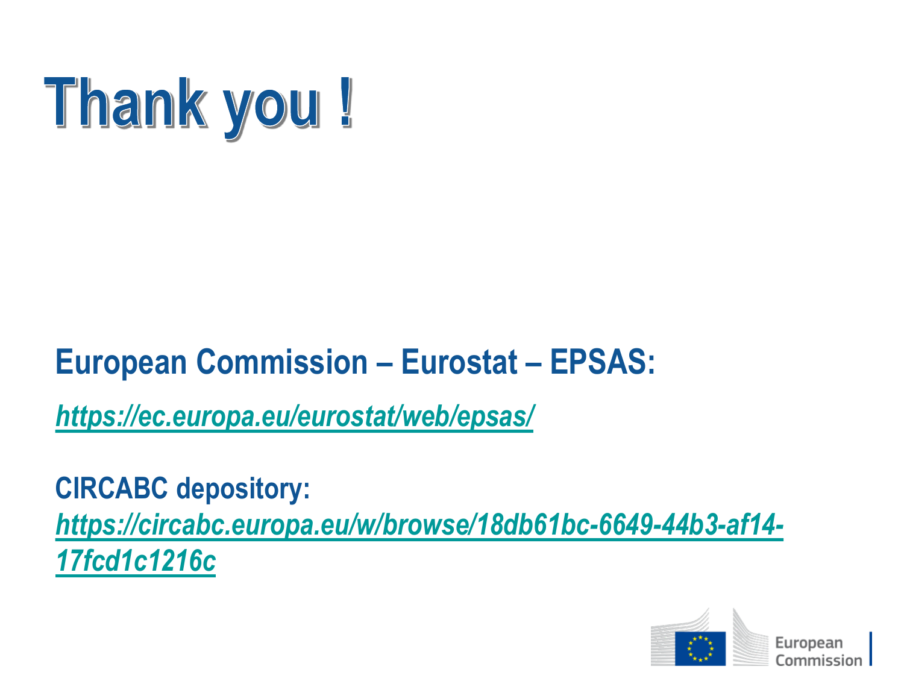# Thank you !

**European Commission – Eurostat – EPSAS:**

***https://ec.europa.eu/eurostat/web/epsas/***

**CIRCABC depository:**

***https://circabc.europa.eu/w/browse/18db61bc-6649-44b3-af14-17fcd1c1216c***